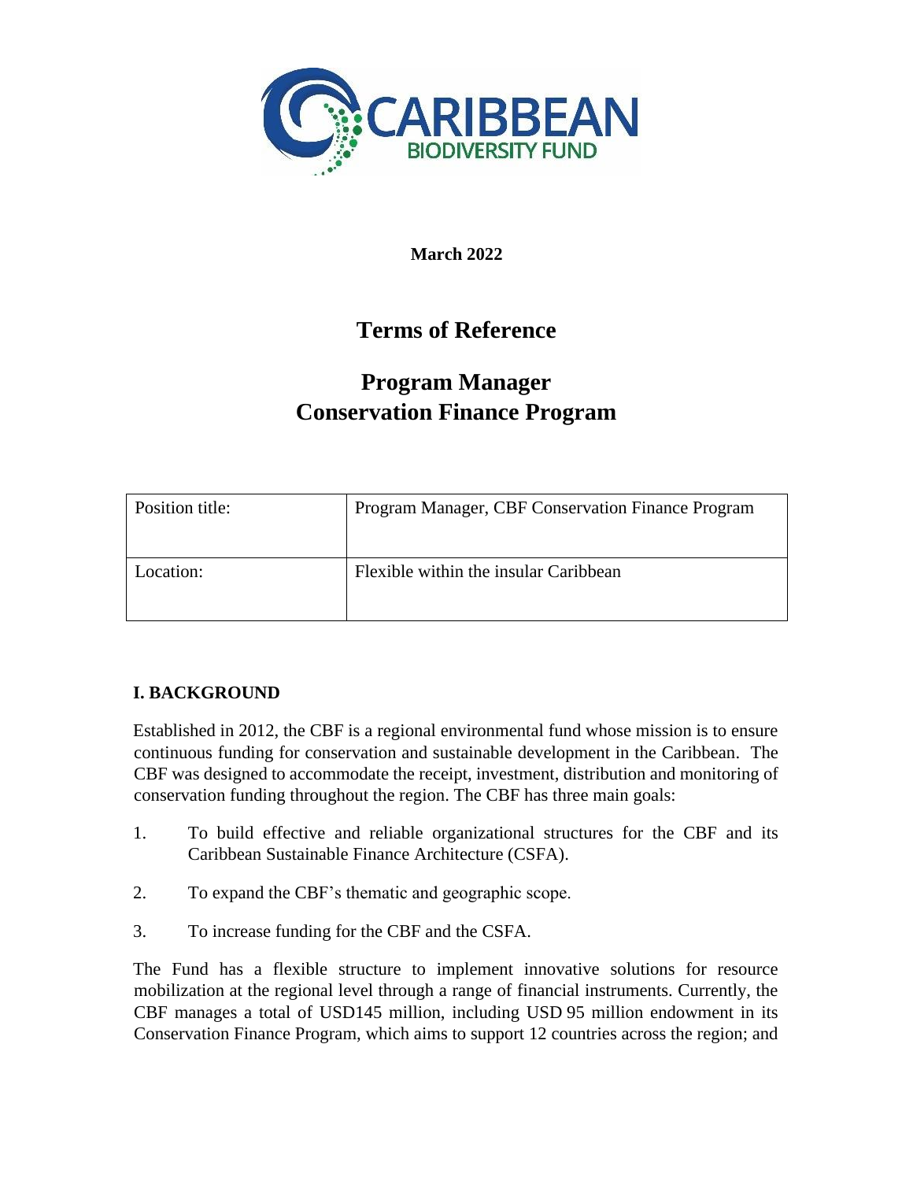**March 2022**

# Terms of Reference

# Program Manager
# Conservation Finance Program

| Position title: | Program Manager, CBF Conservation Finance Program |
|---|---|
| Location: | Flexible within the insular Caribbean |

## I. BACKGROUND

Established in 2012, the CBF is a regional environmental fund whose mission is to ensure continuous funding for conservation and sustainable development in the Caribbean. The CBF was designed to accommodate the receipt, investment, distribution and monitoring of conservation funding throughout the region. The CBF has three main goals:

1. To build effective and reliable organizational structures for the CBF and its Caribbean Sustainable Finance Architecture (CSFA).
2. To expand the CBF's thematic and geographic scope.
3. To increase funding for the CBF and the CSFA.

The Fund has a flexible structure to implement innovative solutions for resource mobilization at the regional level through a range of financial instruments. Currently, the CBF manages a total of USD145 million, including USD 95 million endowment in its Conservation Finance Program, which aims to support 12 countries across the region; and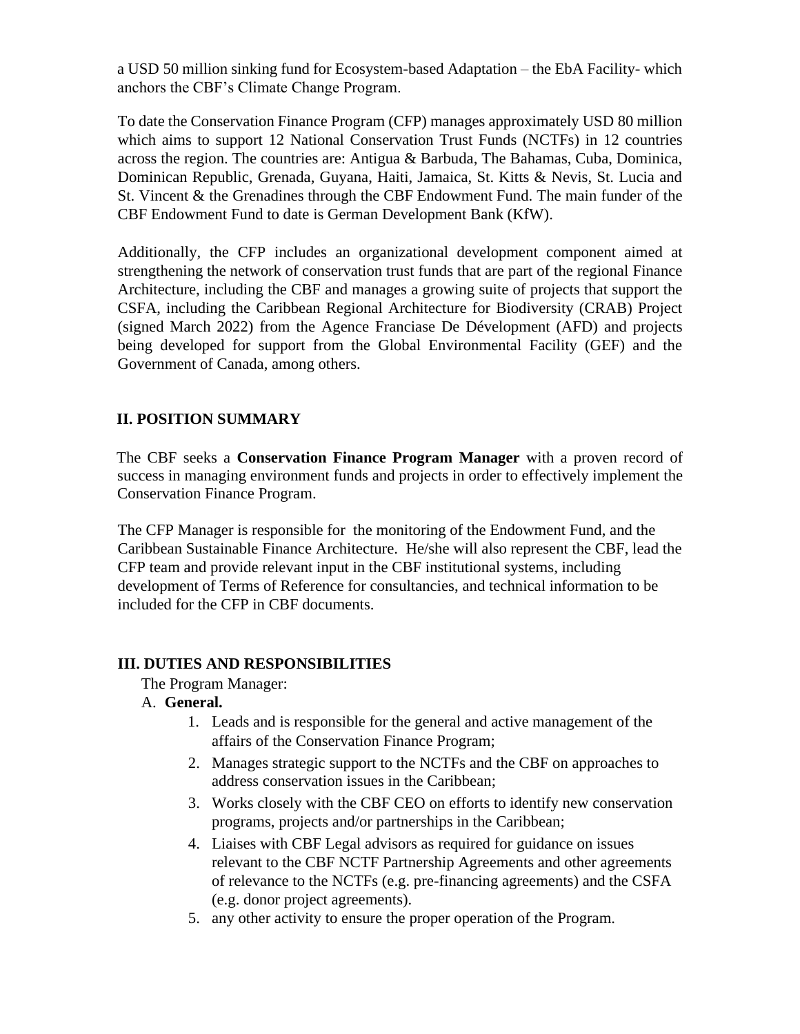a USD 50 million sinking fund for Ecosystem-based Adaptation – the EbA Facility- which anchors the CBF's Climate Change Program.

To date the Conservation Finance Program (CFP) manages approximately USD 80 million which aims to support 12 National Conservation Trust Funds (NCTFs) in 12 countries across the region. The countries are: Antigua & Barbuda, The Bahamas, Cuba, Dominica, Dominican Republic, Grenada, Guyana, Haiti, Jamaica, St. Kitts & Nevis, St. Lucia and St. Vincent & the Grenadines through the CBF Endowment Fund. The main funder of the CBF Endowment Fund to date is German Development Bank (KfW).

Additionally, the CFP includes an organizational development component aimed at strengthening the network of conservation trust funds that are part of the regional Finance Architecture, including the CBF and manages a growing suite of projects that support the CSFA, including the Caribbean Regional Architecture for Biodiversity (CRAB) Project (signed March 2022) from the Agence Franciase De Dévelopment (AFD) and projects being developed for support from the Global Environmental Facility (GEF) and the Government of Canada, among others.

## II. POSITION SUMMARY

The CBF seeks a **Conservation Finance Program Manager** with a proven record of success in managing environment funds and projects in order to effectively implement the Conservation Finance Program.

The CFP Manager is responsible for the monitoring of the Endowment Fund, and the Caribbean Sustainable Finance Architecture. He/she will also represent the CBF, lead the CFP team and provide relevant input in the CBF institutional systems, including development of Terms of Reference for consultancies, and technical information to be included for the CFP in CBF documents.

## III. DUTIES AND RESPONSIBILITIES

The Program Manager:

A. **General.**

1. Leads and is responsible for the general and active management of the affairs of the Conservation Finance Program;
2. Manages strategic support to the NCTFs and the CBF on approaches to address conservation issues in the Caribbean;
3. Works closely with the CBF CEO on efforts to identify new conservation programs, projects and/or partnerships in the Caribbean;
4. Liaises with CBF Legal advisors as required for guidance on issues relevant to the CBF NCTF Partnership Agreements and other agreements of relevance to the NCTFs (e.g. pre-financing agreements) and the CSFA (e.g. donor project agreements).
5. any other activity to ensure the proper operation of the Program.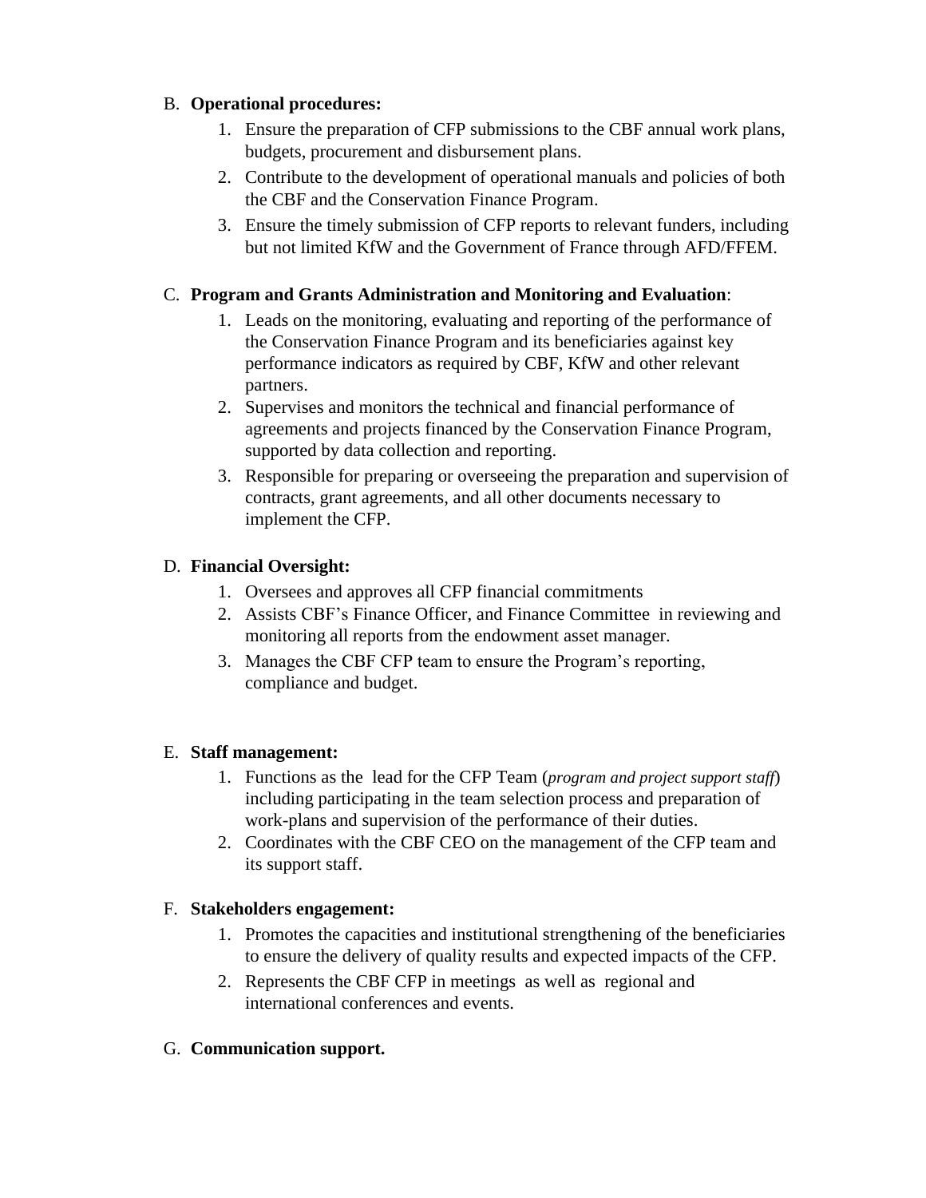B. **Operational procedures:**

1. Ensure the preparation of CFP submissions to the CBF annual work plans, budgets, procurement and disbursement plans.
2. Contribute to the development of operational manuals and policies of both the CBF and the Conservation Finance Program.
3. Ensure the timely submission of CFP reports to relevant funders, including but not limited KfW and the Government of France through AFD/FFEM.

C. **Program and Grants Administration and Monitoring and Evaluation**:

1. Leads on the monitoring, evaluating and reporting of the performance of the Conservation Finance Program and its beneficiaries against key performance indicators as required by CBF, KfW and other relevant partners.
2. Supervises and monitors the technical and financial performance of agreements and projects financed by the Conservation Finance Program, supported by data collection and reporting.
3. Responsible for preparing or overseeing the preparation and supervision of contracts, grant agreements, and all other documents necessary to implement the CFP.

D. **Financial Oversight:**

1. Oversees and approves all CFP financial commitments
2. Assists CBF's Finance Officer, and Finance Committee in reviewing and monitoring all reports from the endowment asset manager.
3. Manages the CBF CFP team to ensure the Program's reporting, compliance and budget.

E. **Staff management:**

1. Functions as the lead for the CFP Team (*program and project support staff*) including participating in the team selection process and preparation of work-plans and supervision of the performance of their duties.
2. Coordinates with the CBF CEO on the management of the CFP team and its support staff.

F. **Stakeholders engagement:**

1. Promotes the capacities and institutional strengthening of the beneficiaries to ensure the delivery of quality results and expected impacts of the CFP.
2. Represents the CBF CFP in meetings as well as regional and international conferences and events.

G. **Communication support.**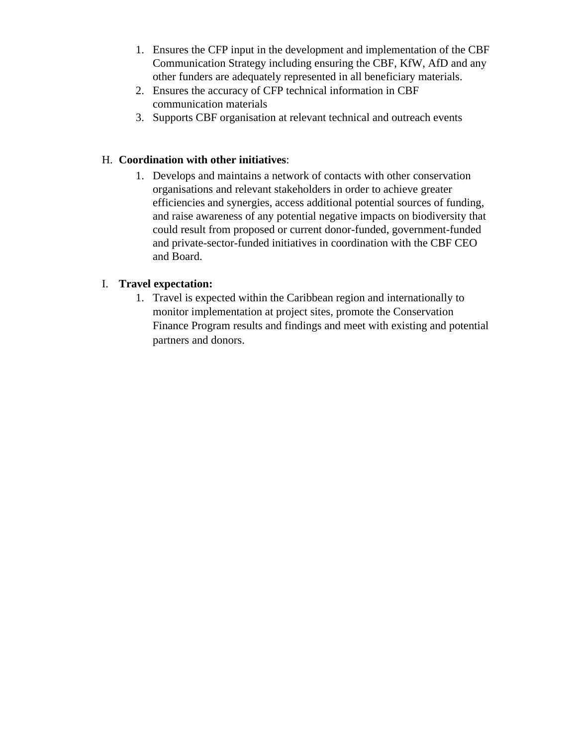1. Ensures the CFP input in the development and implementation of the CBF Communication Strategy including ensuring the CBF, KfW, AfD and any other funders are adequately represented in all beneficiary materials.
2. Ensures the accuracy of CFP technical information in CBF communication materials
3. Supports CBF organisation at relevant technical and outreach events

H. **Coordination with other initiatives**:

1. Develops and maintains a network of contacts with other conservation organisations and relevant stakeholders in order to achieve greater efficiencies and synergies, access additional potential sources of funding, and raise awareness of any potential negative impacts on biodiversity that could result from proposed or current donor-funded, government-funded and private-sector-funded initiatives in coordination with the CBF CEO and Board.

I. **Travel expectation:**

1. Travel is expected within the Caribbean region and internationally to monitor implementation at project sites, promote the Conservation Finance Program results and findings and meet with existing and potential partners and donors.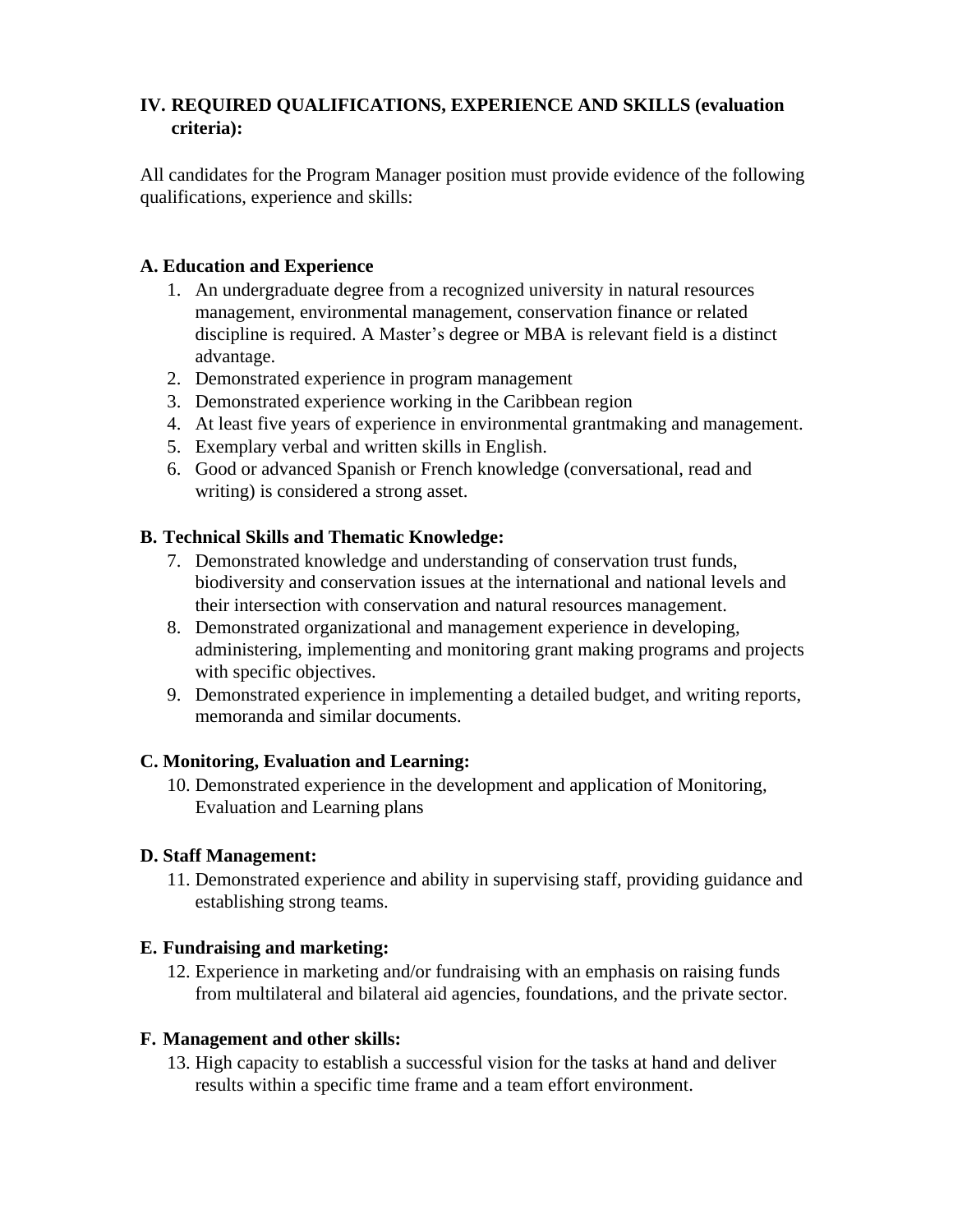## IV. REQUIRED QUALIFICATIONS, EXPERIENCE AND SKILLS (evaluation criteria):

All candidates for the Program Manager position must provide evidence of the following qualifications, experience and skills:

### A. Education and Experience

1. An undergraduate degree from a recognized university in natural resources management, environmental management, conservation finance or related discipline is required. A Master's degree or MBA is relevant field is a distinct advantage.
2. Demonstrated experience in program management
3. Demonstrated experience working in the Caribbean region
4. At least five years of experience in environmental grantmaking and management.
5. Exemplary verbal and written skills in English.
6. Good or advanced Spanish or French knowledge (conversational, read and writing) is considered a strong asset.

### B. Technical Skills and Thematic Knowledge:

7. Demonstrated knowledge and understanding of conservation trust funds, biodiversity and conservation issues at the international and national levels and their intersection with conservation and natural resources management.
8. Demonstrated organizational and management experience in developing, administering, implementing and monitoring grant making programs and projects with specific objectives.
9. Demonstrated experience in implementing a detailed budget, and writing reports, memoranda and similar documents.

### C. Monitoring, Evaluation and Learning:

10. Demonstrated experience in the development and application of Monitoring, Evaluation and Learning plans

### D. Staff Management:

11. Demonstrated experience and ability in supervising staff, providing guidance and establishing strong teams.

### E. Fundraising and marketing:

12. Experience in marketing and/or fundraising with an emphasis on raising funds from multilateral and bilateral aid agencies, foundations, and the private sector.

### F. Management and other skills:

13. High capacity to establish a successful vision for the tasks at hand and deliver results within a specific time frame and a team effort environment.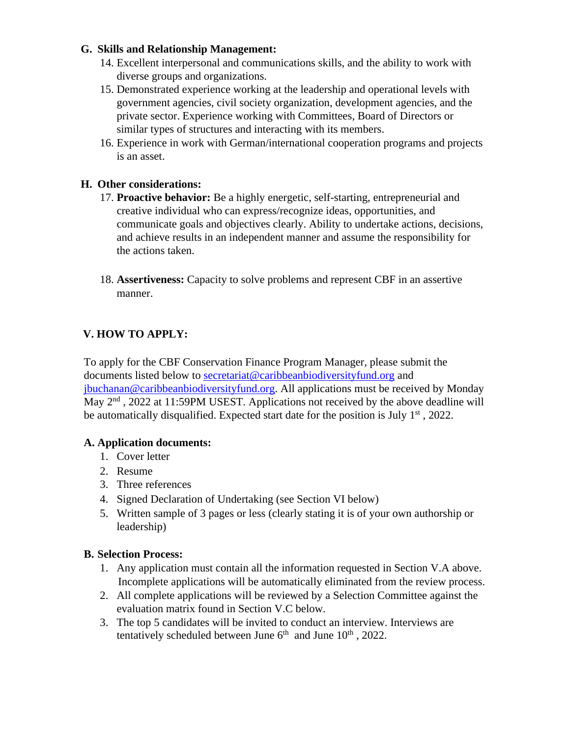### G. Skills and Relationship Management:

14. Excellent interpersonal and communications skills, and the ability to work with diverse groups and organizations.
15. Demonstrated experience working at the leadership and operational levels with government agencies, civil society organization, development agencies, and the private sector. Experience working with Committees, Board of Directors or similar types of structures and interacting with its members.
16. Experience in work with German/international cooperation programs and projects is an asset.

### H. Other considerations:

17. **Proactive behavior:** Be a highly energetic, self-starting, entrepreneurial and creative individual who can express/recognize ideas, opportunities, and communicate goals and objectives clearly. Ability to undertake actions, decisions, and achieve results in an independent manner and assume the responsibility for the actions taken.

18. **Assertiveness:** Capacity to solve problems and represent CBF in an assertive manner.

## V. HOW TO APPLY:

To apply for the CBF Conservation Finance Program Manager, please submit the documents listed below to secretariat@caribbeanbiodiversityfund.org and jbuchanan@caribbeanbiodiversityfund.org. All applications must be received by Monday May 2nd, 2022 at 11:59PM USEST. Applications not received by the above deadline will be automatically disqualified. Expected start date for the position is July 1st, 2022.

### A. Application documents:

1. Cover letter
2. Resume
3. Three references
4. Signed Declaration of Undertaking (see Section VI below)
5. Written sample of 3 pages or less (clearly stating it is of your own authorship or leadership)

### B. Selection Process:

1. Any application must contain all the information requested in Section V.A above. Incomplete applications will be automatically eliminated from the review process.
2. All complete applications will be reviewed by a Selection Committee against the evaluation matrix found in Section V.C below.
3. The top 5 candidates will be invited to conduct an interview. Interviews are tentatively scheduled between June 6th and June 10th, 2022.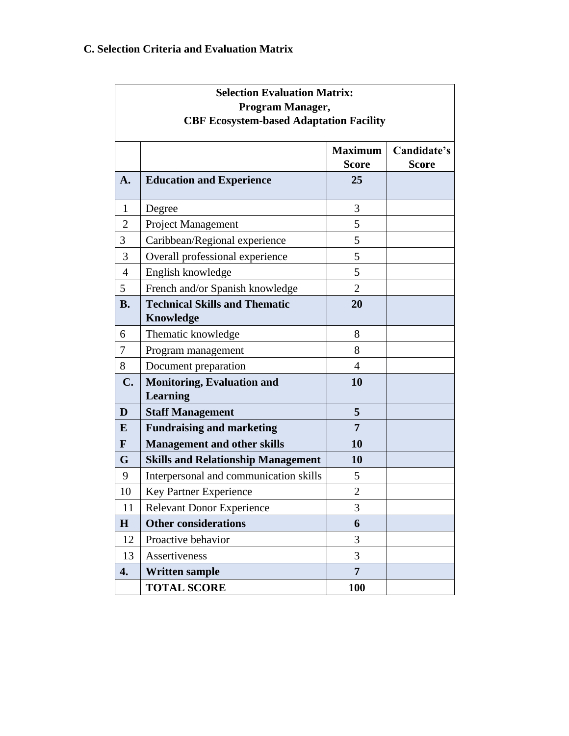**C. Selection Criteria and Evaluation Matrix**

| **Selection Evaluation Matrix: Program Manager, CBF Ecosystem-based Adaptation Facility** | | | |
|---|---|---|---|
| | | **Maximum Score** | **Candidate's Score** |
| **A.** | **Education and Experience** | **25** | |
| 1 | Degree | 3 | |
| 2 | Project Management | 5 | |
| 3 | Caribbean/Regional experience | 5 | |
| 3 | Overall professional experience | 5 | |
| 4 | English knowledge | 5 | |
| 5 | French and/or Spanish knowledge | 2 | |
| **B.** | **Technical Skills and Thematic Knowledge** | **20** | |
| 6 | Thematic knowledge | 8 | |
| 7 | Program management | 8 | |
| 8 | Document preparation | 4 | |
| **C.** | **Monitoring, Evaluation and Learning** | **10** | |
| **D** | **Staff Management** | **5** | |
| **E** | **Fundraising and marketing** | **7** | |
| **F** | **Management and other skills** | **10** | |
| **G** | **Skills and Relationship Management** | **10** | |
| 9 | Interpersonal and communication skills | 5 | |
| 10 | Key Partner Experience | 2 | |
| 11 | Relevant Donor Experience | 3 | |
| **H** | **Other considerations** | **6** | |
| 12 | Proactive behavior | 3 | |
| 13 | Assertiveness | 3 | |
| **4.** | **Written sample** | **7** | |
| | **TOTAL SCORE** | **100** | |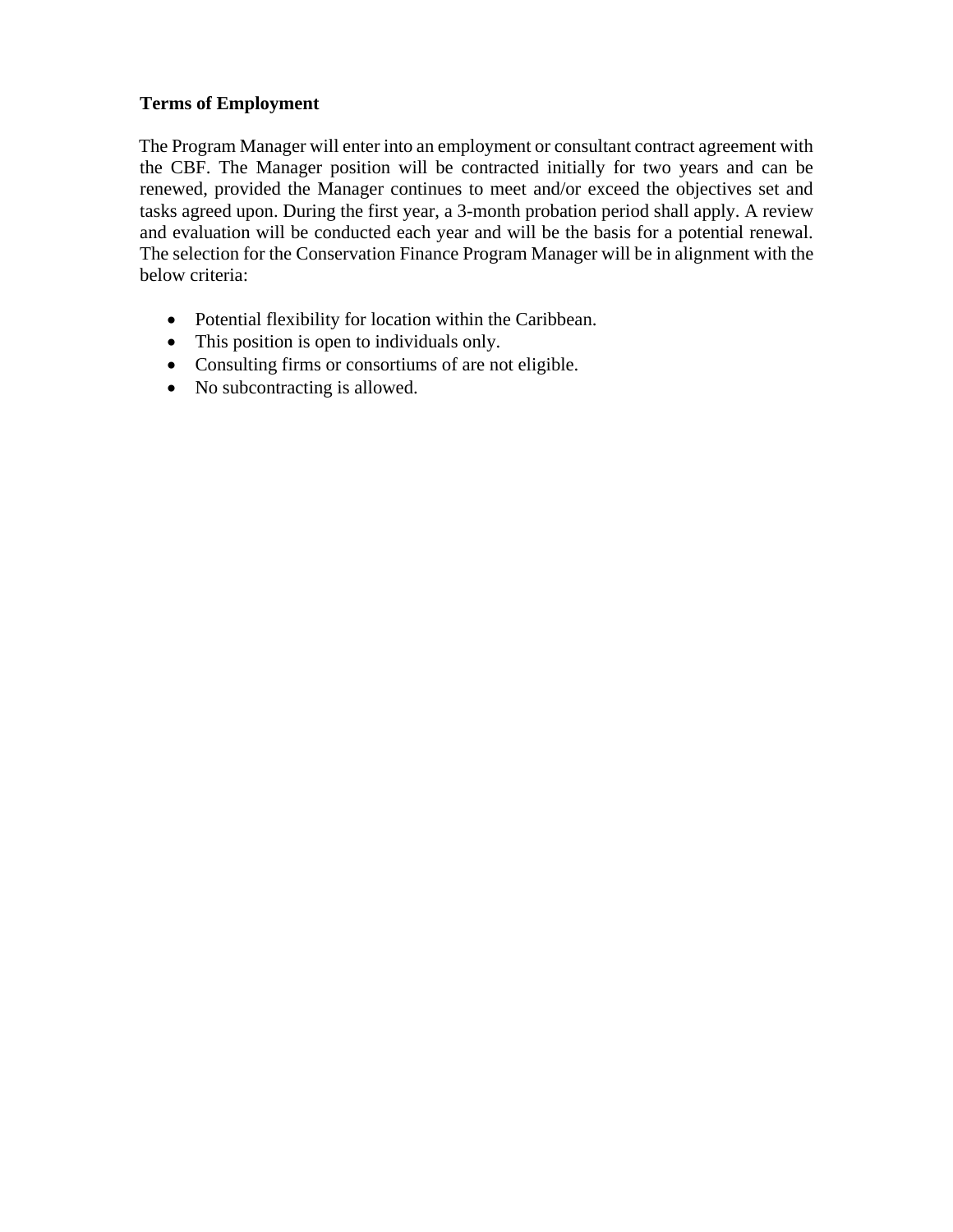**Terms of Employment**

The Program Manager will enter into an employment or consultant contract agreement with the CBF. The Manager position will be contracted initially for two years and can be renewed, provided the Manager continues to meet and/or exceed the objectives set and tasks agreed upon. During the first year, a 3-month probation period shall apply. A review and evaluation will be conducted each year and will be the basis for a potential renewal. The selection for the Conservation Finance Program Manager will be in alignment with the below criteria:

- Potential flexibility for location within the Caribbean.
- This position is open to individuals only.
- Consulting firms or consortiums of are not eligible.
- No subcontracting is allowed.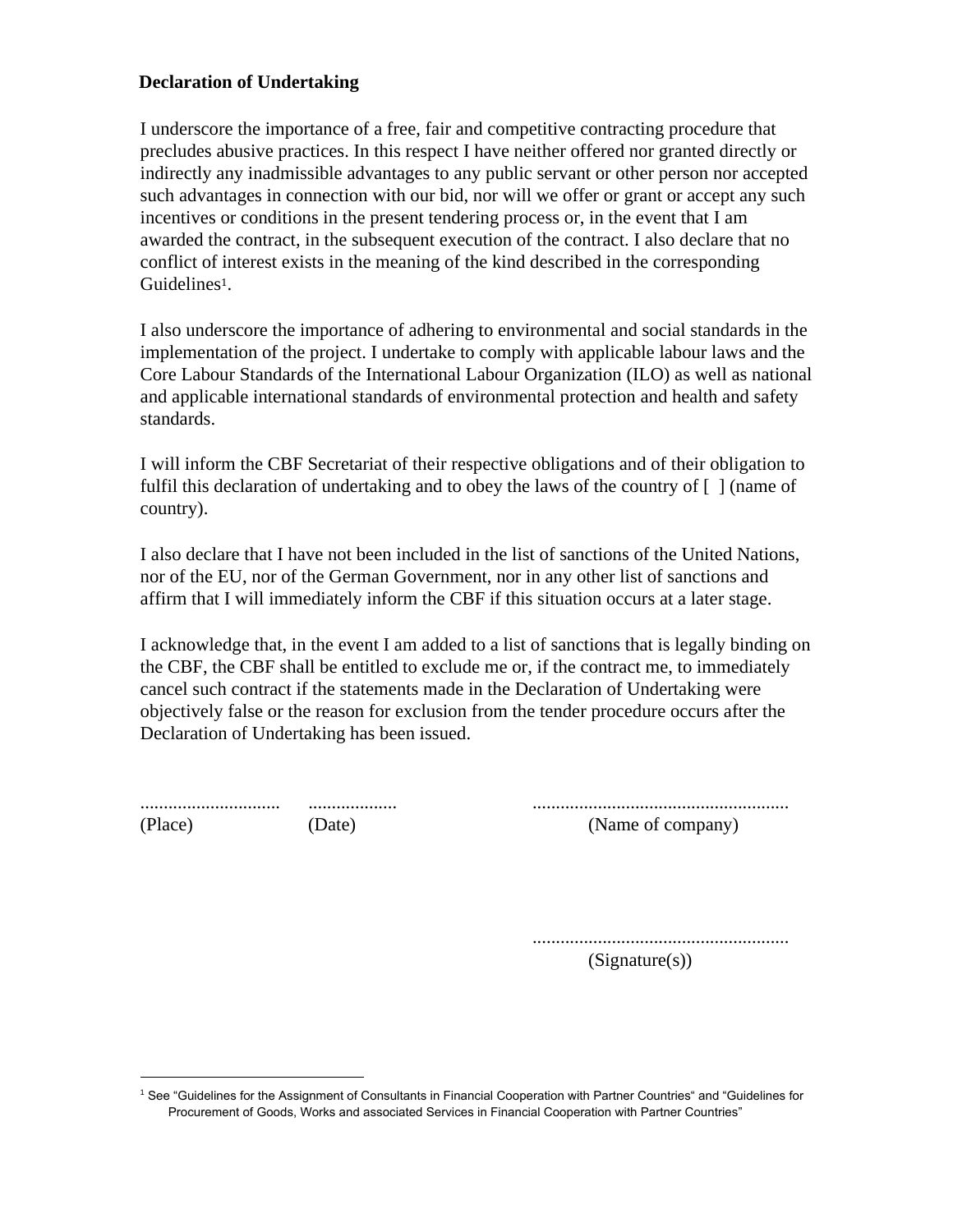**Declaration of Undertaking**

I underscore the importance of a free, fair and competitive contracting procedure that precludes abusive practices. In this respect I have neither offered nor granted directly or indirectly any inadmissible advantages to any public servant or other person nor accepted such advantages in connection with our bid, nor will we offer or grant or accept any such incentives or conditions in the present tendering process or, in the event that I am awarded the contract, in the subsequent execution of the contract. I also declare that no conflict of interest exists in the meaning of the kind described in the corresponding Guidelines[1].

I also underscore the importance of adhering to environmental and social standards in the implementation of the project. I undertake to comply with applicable labour laws and the Core Labour Standards of the International Labour Organization (ILO) as well as national and applicable international standards of environmental protection and health and safety standards.

I will inform the CBF Secretariat of their respective obligations and of their obligation to fulfil this declaration of undertaking and to obey the laws of the country of [ ] (name of country).

I also declare that I have not been included in the list of sanctions of the United Nations, nor of the EU, nor of the German Government, nor in any other list of sanctions and affirm that I will immediately inform the CBF if this situation occurs at a later stage.

I acknowledge that, in the event I am added to a list of sanctions that is legally binding on the CBF, the CBF shall be entitled to exclude me or, if the contract me, to immediately cancel such contract if the statements made in the Declaration of Undertaking were objectively false or the reason for exclusion from the tender procedure occurs after the Declaration of Undertaking has been issued.

............................. ................... .......................................................

(Place) (Date) (Name of company)

.......................................................

(Signature(s))

---

[1] See "Guidelines for the Assignment of Consultants in Financial Cooperation with Partner Countries" and "Guidelines for Procurement of Goods, Works and associated Services in Financial Cooperation with Partner Countries"